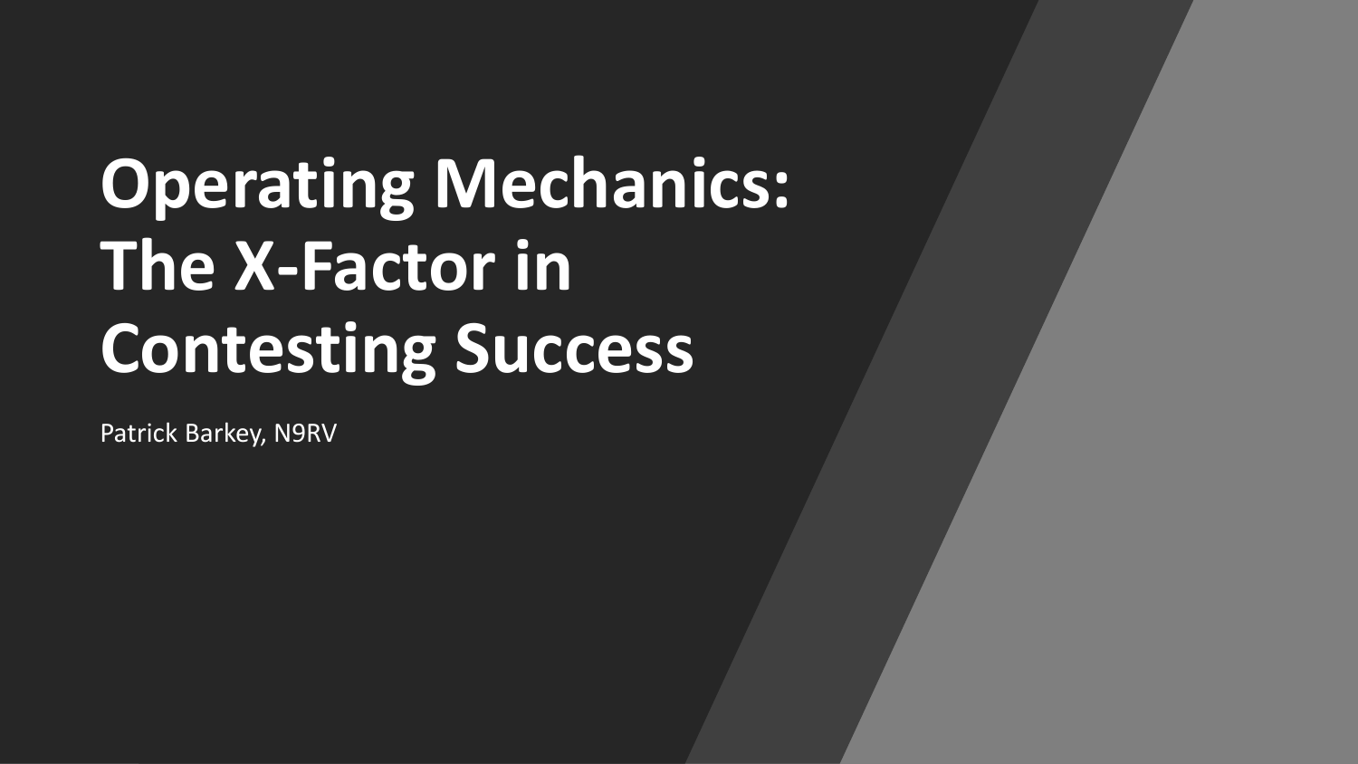# Operating Mechanics: The X-Factor in Contesting Success

Patrick Barkey, N9RV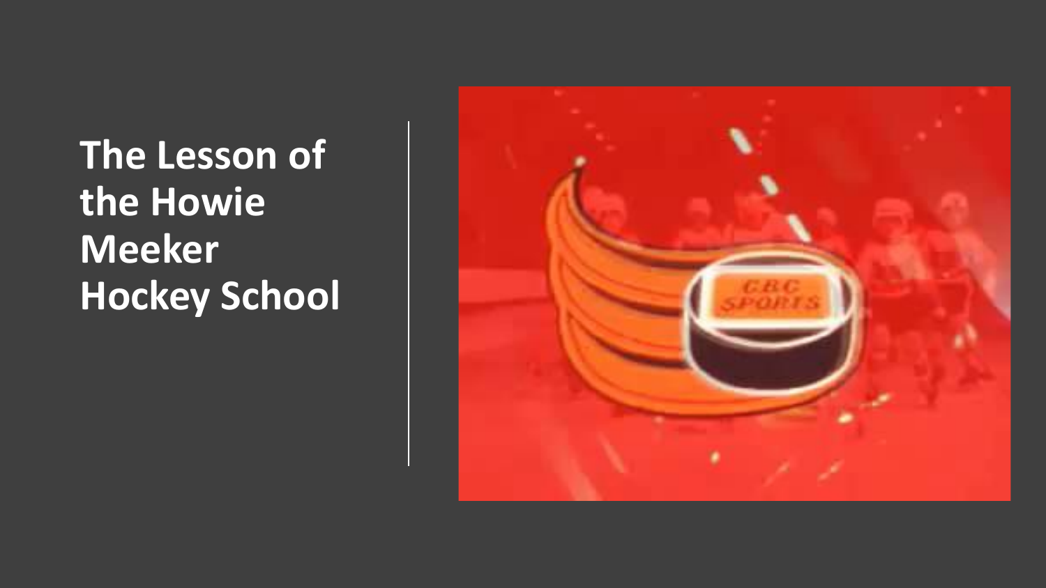# The Lesson of the Howie Meeker Hockey School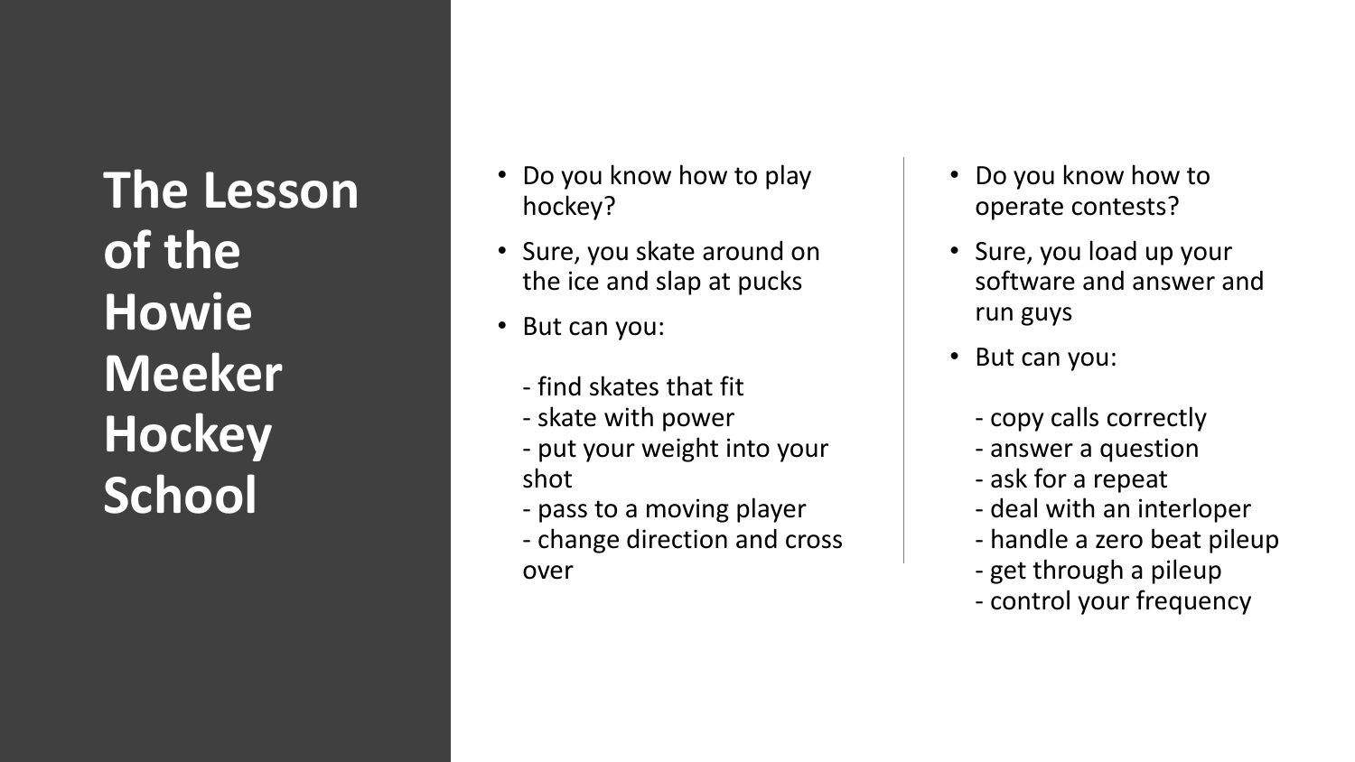# The Lesson of the Howie Meeker Hockey School

- Do you know how to play hockey?
- Sure, you skate around on the ice and slap at pucks
- But can you:

  - find skates that fit
  - skate with power
  - put your weight into your shot
  - pass to a moving player
  - change direction and cross over

- Do you know how to operate contests?
- Sure, you load up your software and answer and run guys
- But can you:

  - copy calls correctly
  - answer a question
  - ask for a repeat
  - deal with an interloper
  - handle a zero beat pileup
  - get through a pileup
  - control your frequency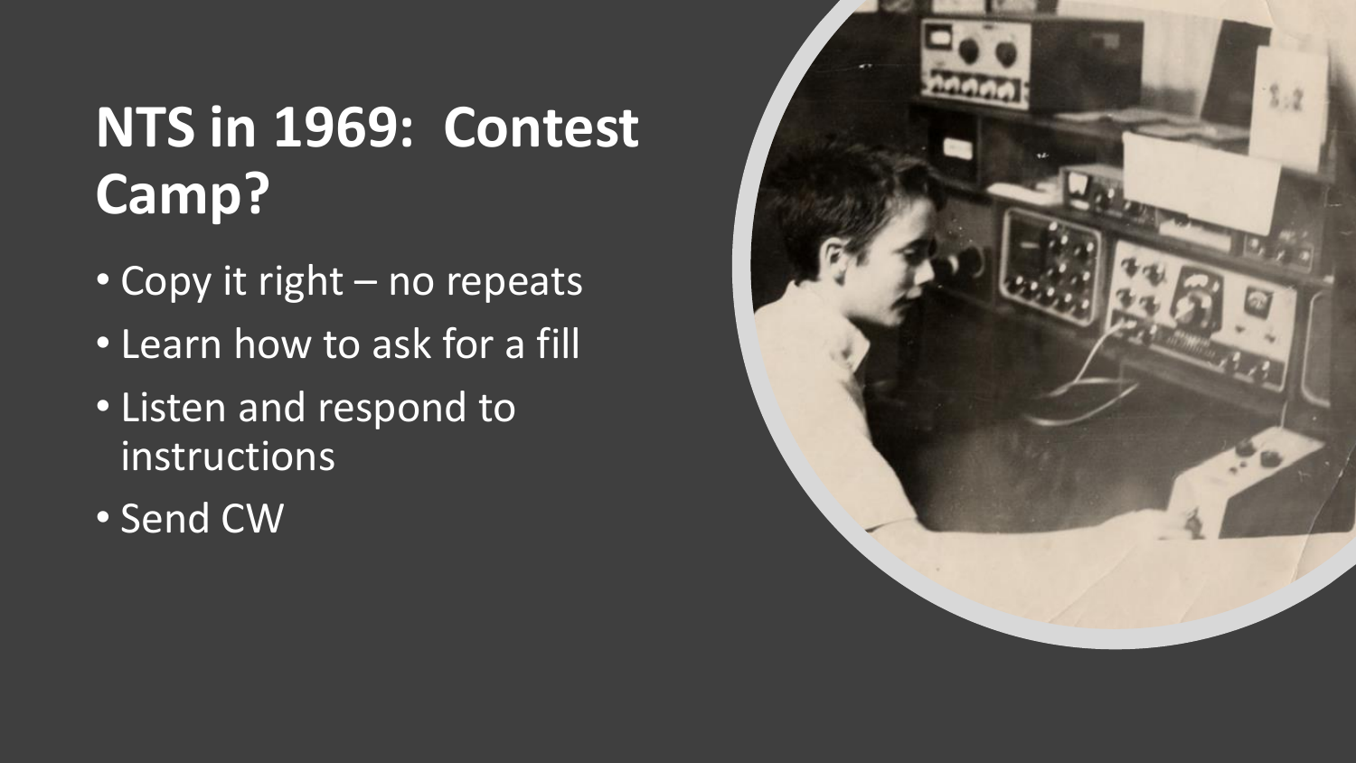# NTS in 1969: Contest Camp?

- Copy it right – no repeats
- Learn how to ask for a fill
- Listen and respond to instructions
- Send CW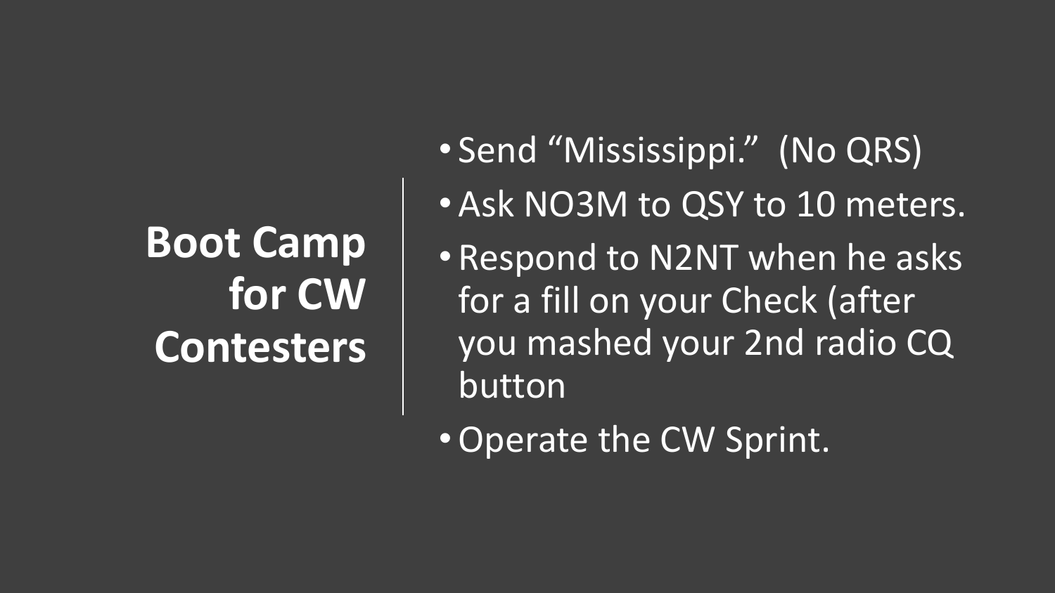# Boot Camp for CW Contesters

- Send “Mississippi.” (No QRS)
- Ask NO3M to QSY to 10 meters.
- Respond to N2NT when he asks for a fill on your Check (after you mashed your 2nd radio CQ button
- Operate the CW Sprint.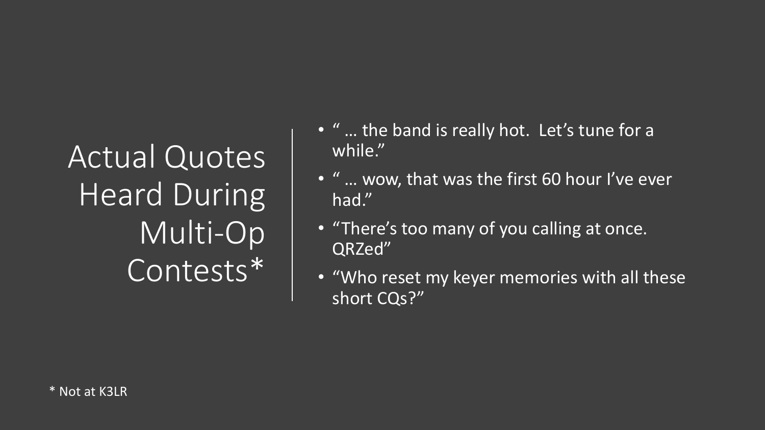# Actual Quotes Heard During Multi-Op Contests*

- " … the band is really hot.  Let's tune for a while."
- " … wow, that was the first 60 hour I've ever had."
- "There's too many of you calling at once. QRZed"
- "Who reset my keyer memories with all these short CQs?"

* Not at K3LR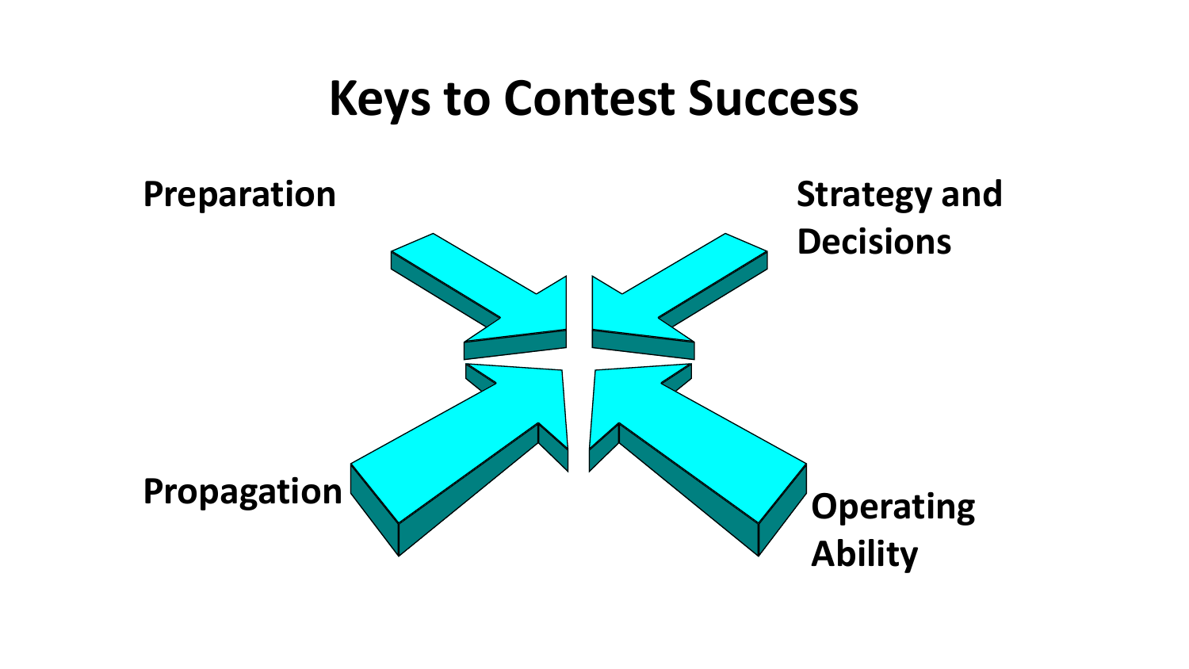# Keys to Contest Success

Preparation

Strategy and Decisions

Propagation

Operating Ability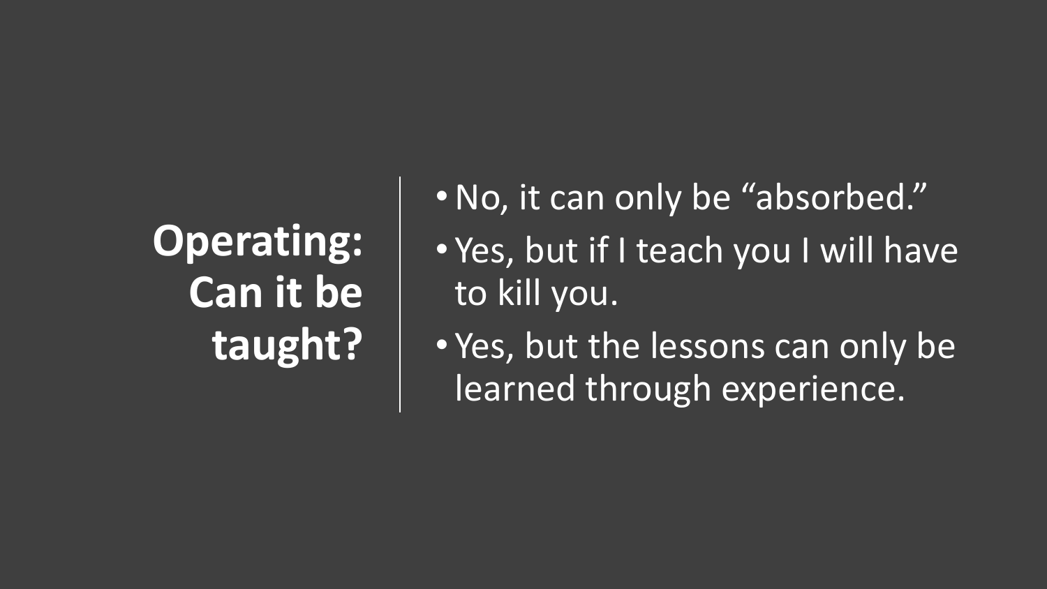# Operating: Can it be taught?

- No, it can only be "absorbed."
- Yes, but if I teach you I will have to kill you.
- Yes, but the lessons can only be learned through experience.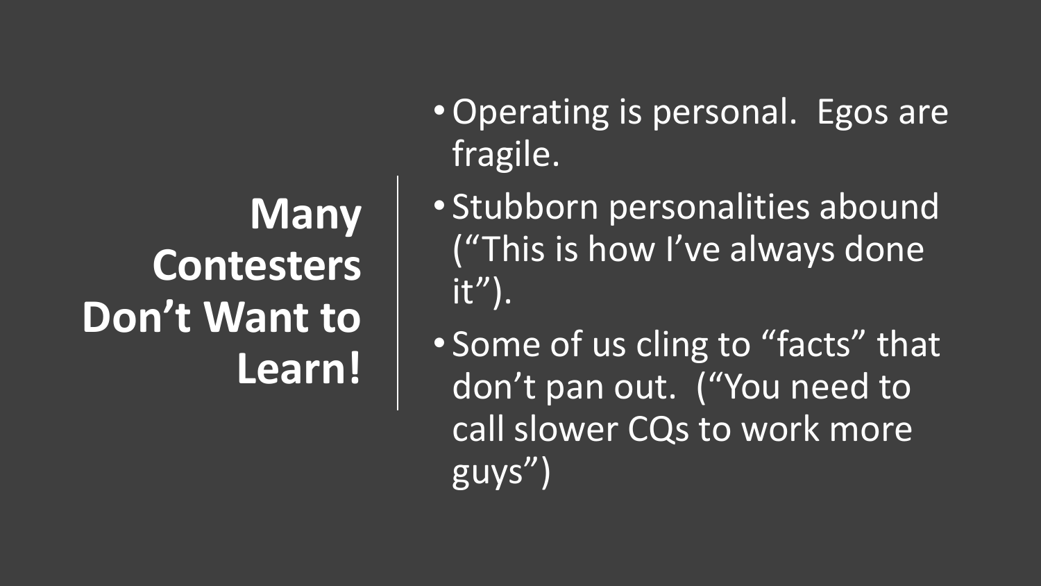# Many Contesters Don't Want to Learn!

- Operating is personal. Egos are fragile.
- Stubborn personalities abound ("This is how I've always done it").
- Some of us cling to "facts" that don't pan out. ("You need to call slower CQs to work more guys")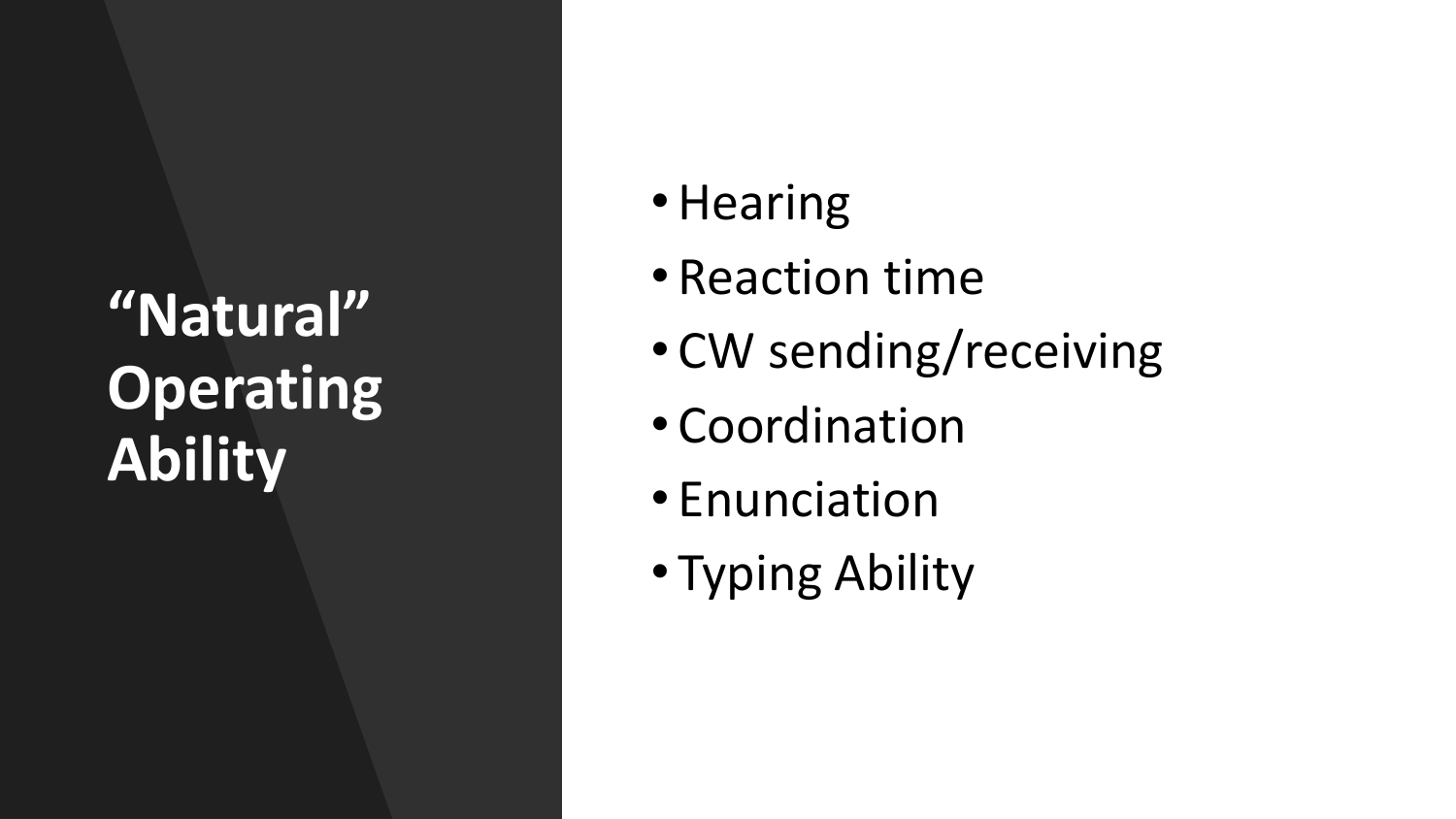# "Natural" Operating Ability

- Hearing
- Reaction time
- CW sending/receiving
- Coordination
- Enunciation
- Typing Ability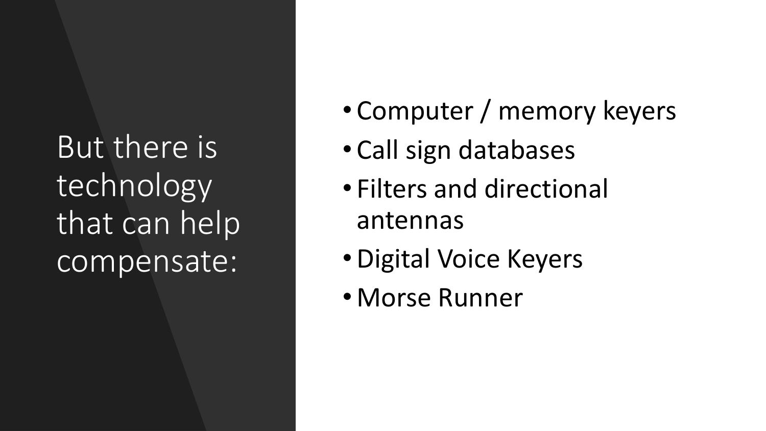## But there is technology that can help compensate:

- Computer / memory keyers
- Call sign databases
- Filters and directional antennas
- Digital Voice Keyers
- Morse Runner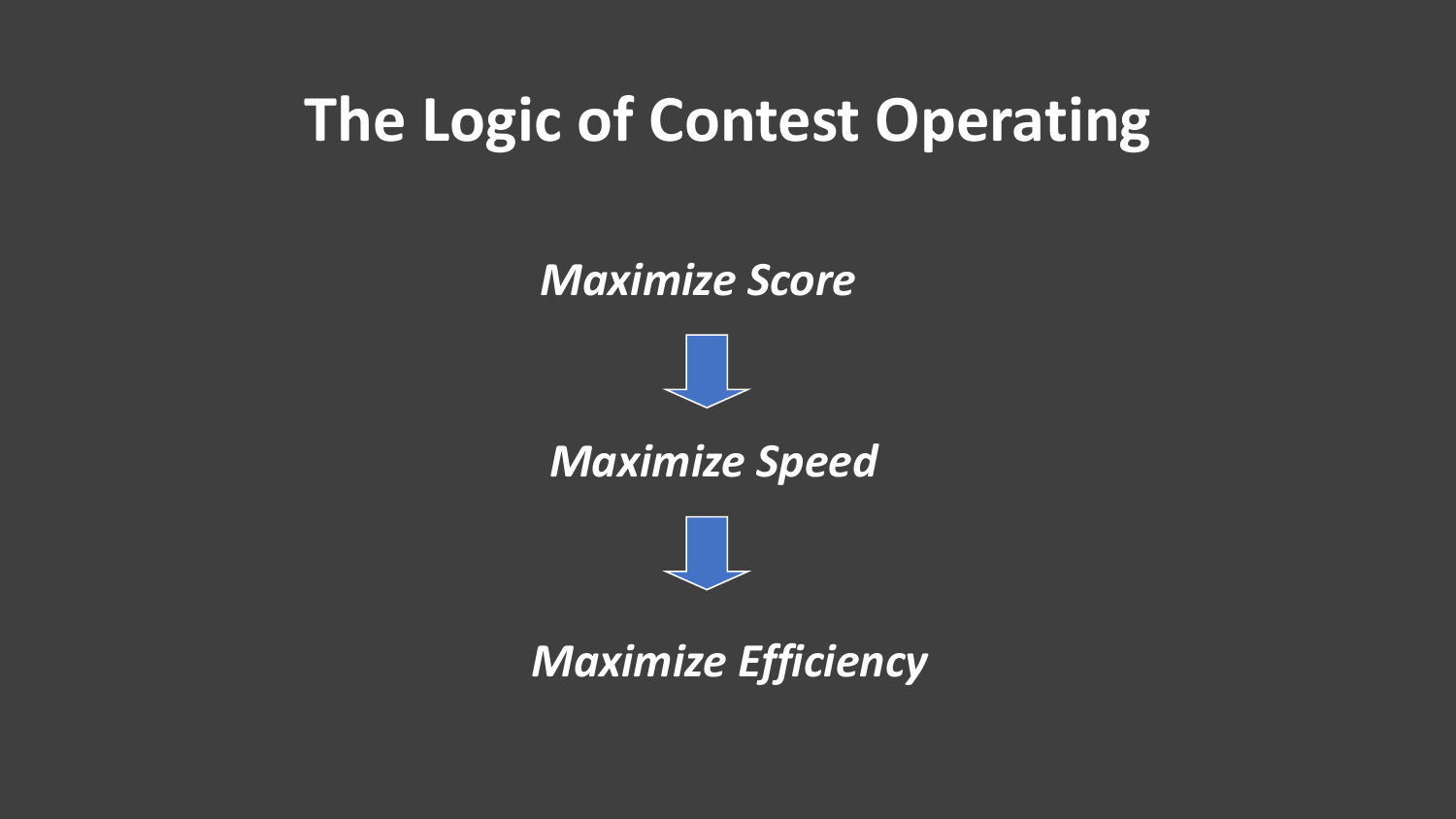# The Logic of Contest Operating

*Maximize Score*

↓

*Maximize Speed*

↓

*Maximize Efficiency*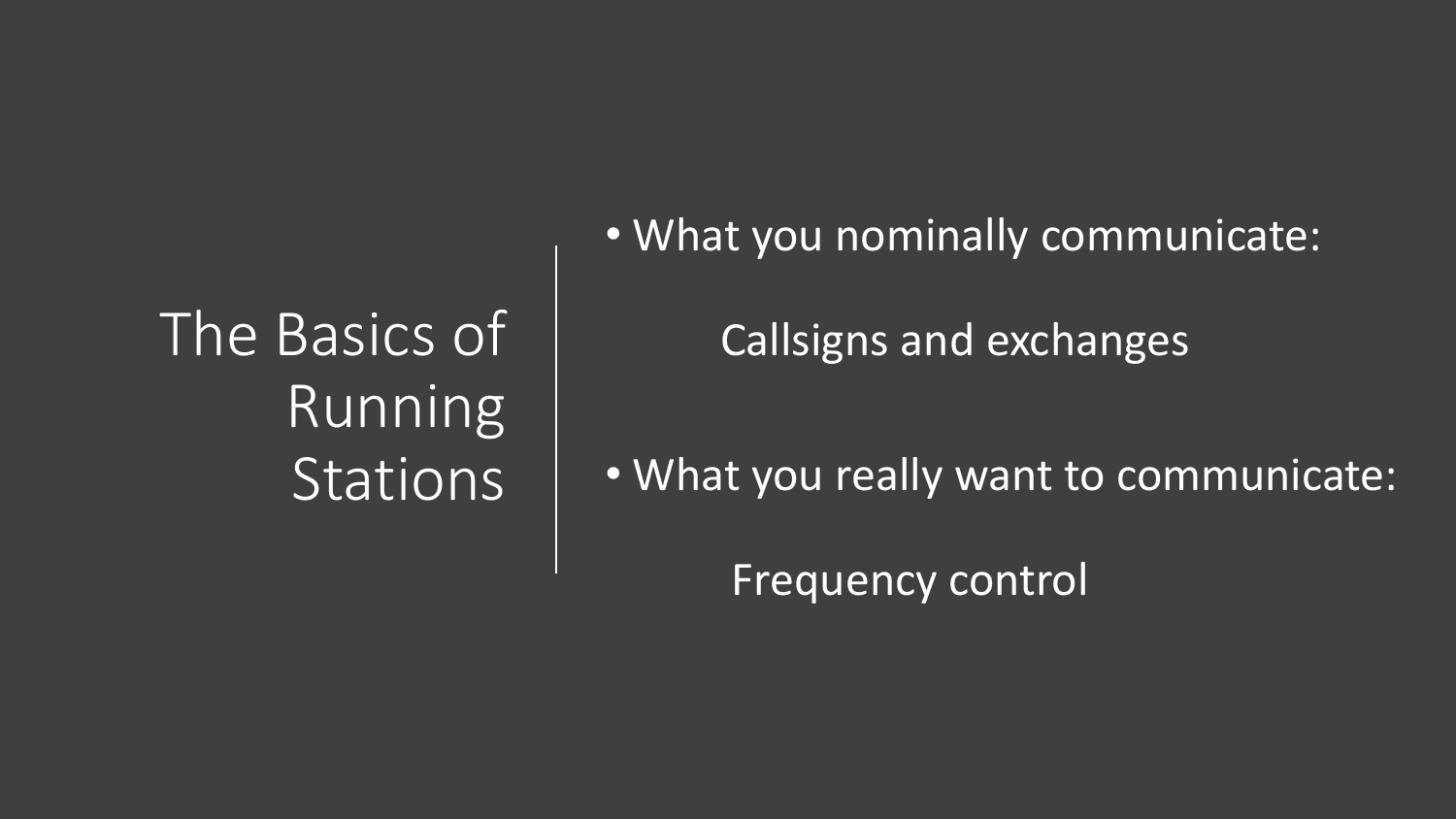# The Basics of Running Stations

- What you nominally communicate:

  Callsigns and exchanges

- What you really want to communicate:

  Frequency control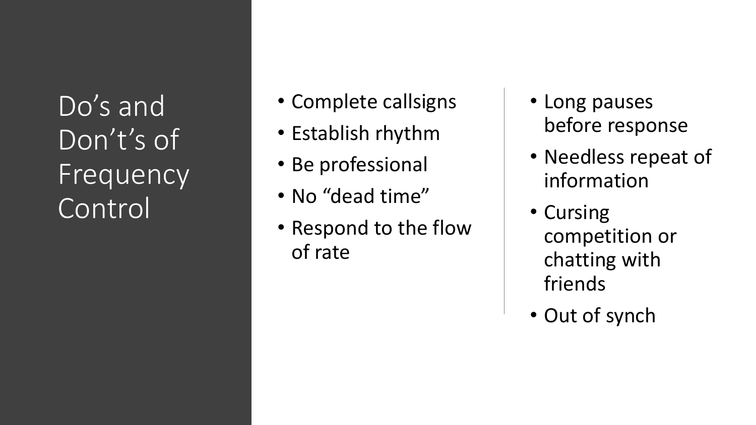# Do's and Don't's of Frequency Control

- Complete callsigns
- Establish rhythm
- Be professional
- No "dead time"
- Respond to the flow of rate

- Long pauses before response
- Needless repeat of information
- Cursing competition or chatting with friends
- Out of synch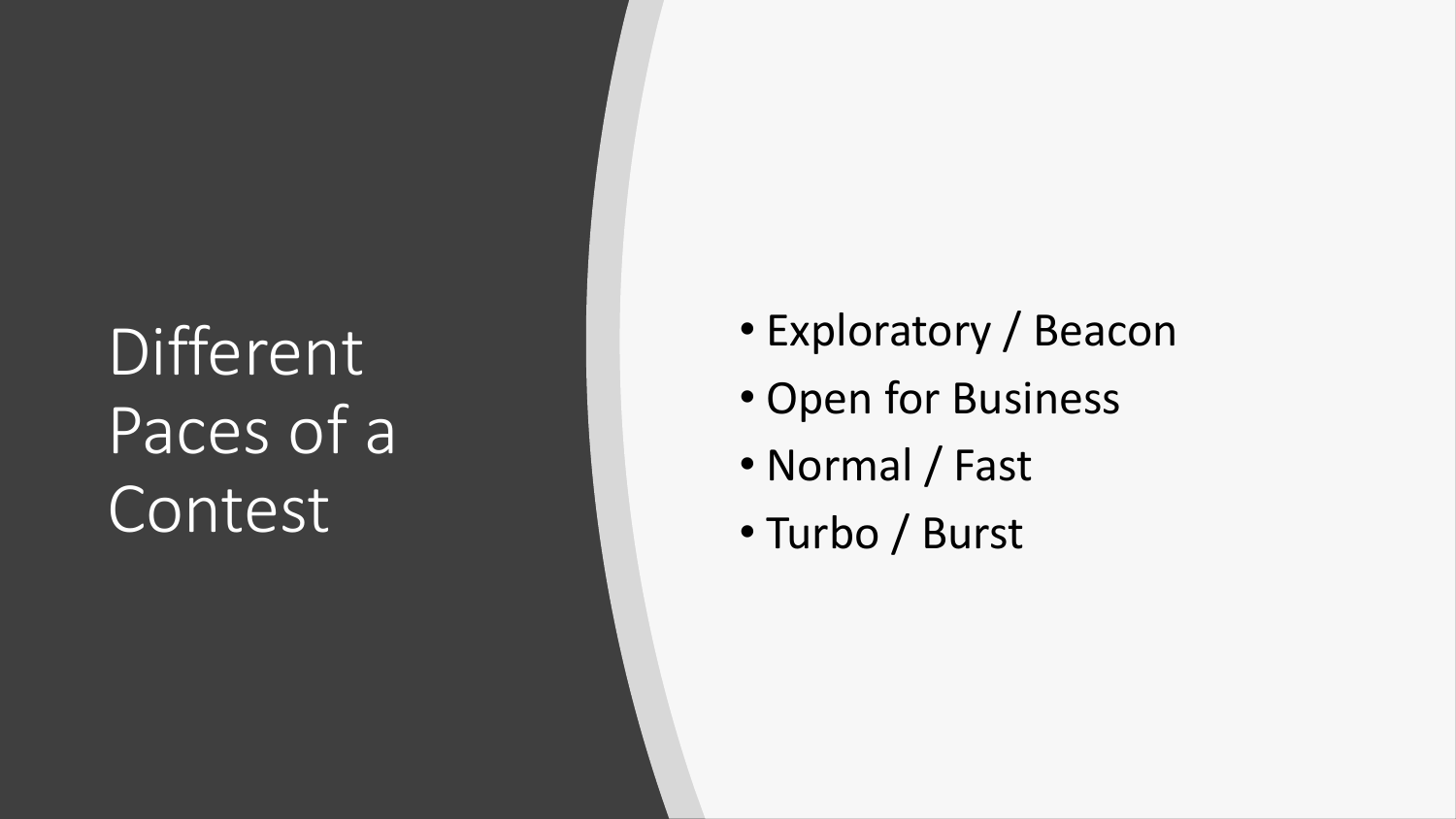# Different Paces of a Contest

- Exploratory / Beacon
- Open for Business
- Normal / Fast
- Turbo / Burst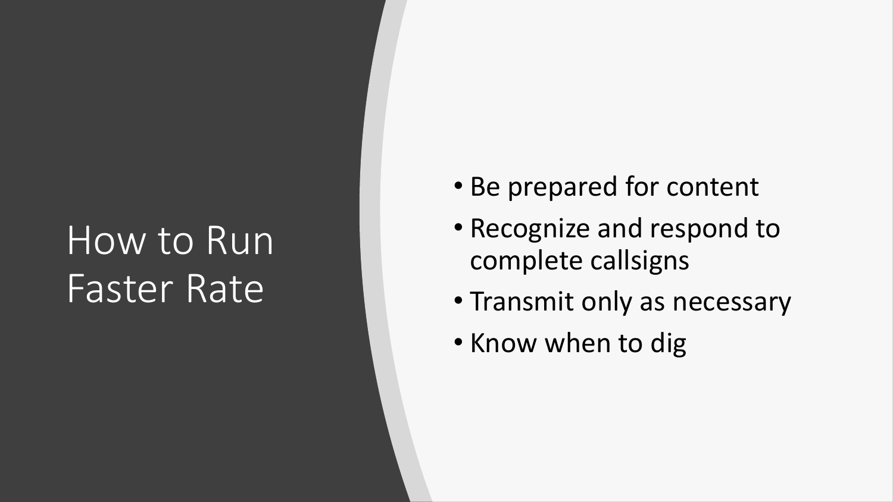# How to Run Faster Rate

- Be prepared for content
- Recognize and respond to complete callsigns
- Transmit only as necessary
- Know when to dig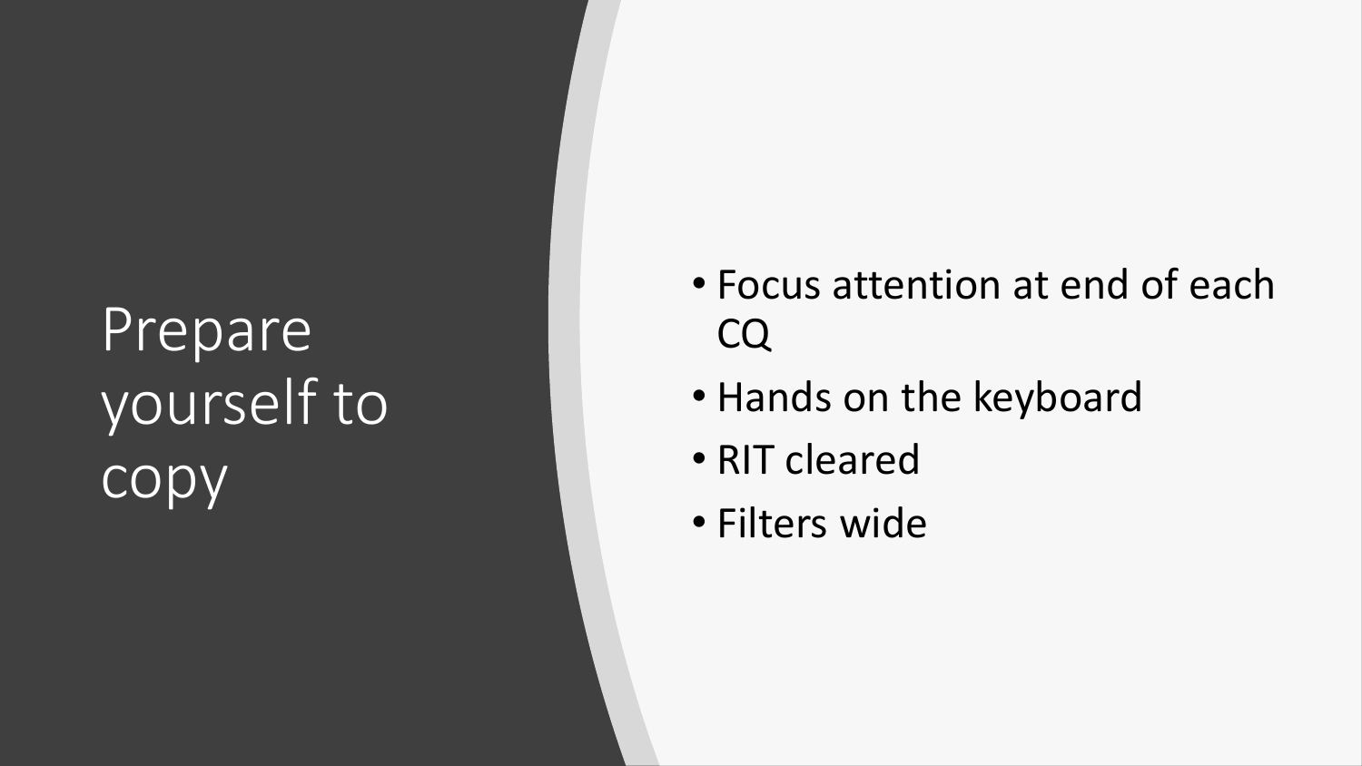# Prepare yourself to copy

- Focus attention at end of each CQ
- Hands on the keyboard
- RIT cleared
- Filters wide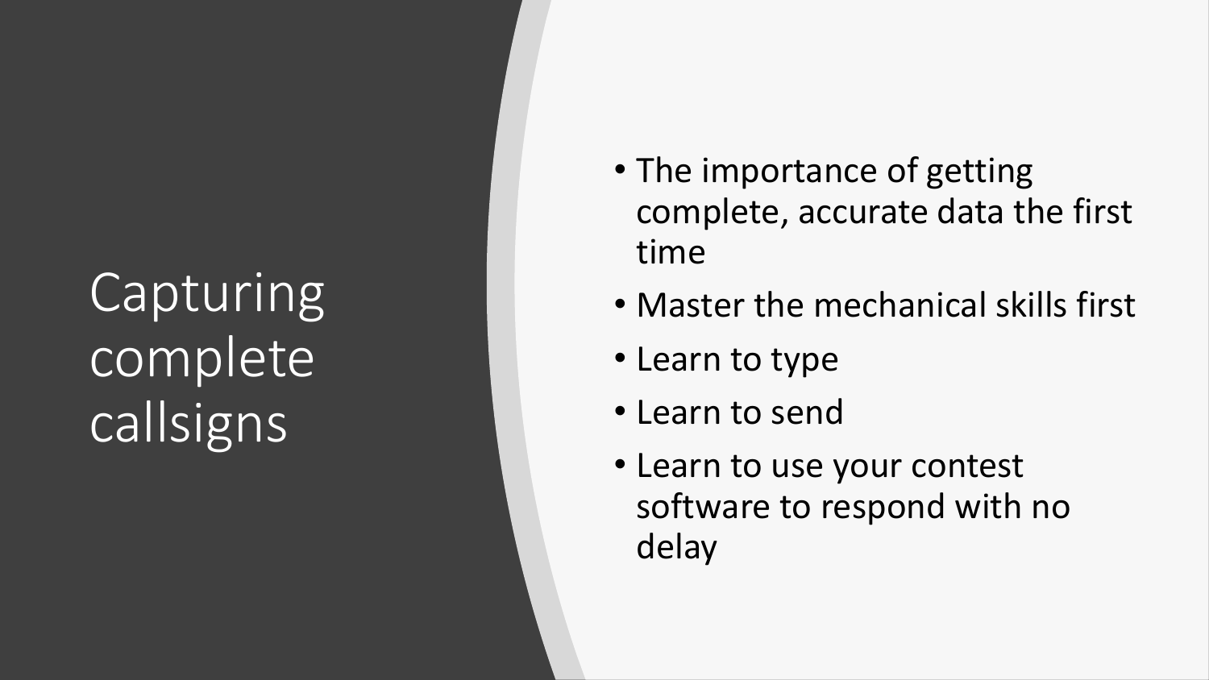# Capturing complete callsigns

- The importance of getting complete, accurate data the first time
- Master the mechanical skills first
- Learn to type
- Learn to send
- Learn to use your contest software to respond with no delay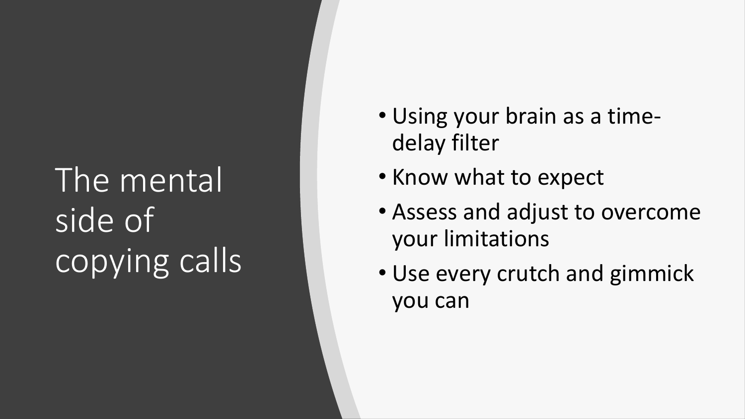# The mental side of copying calls

- Using your brain as a time-delay filter
- Know what to expect
- Assess and adjust to overcome your limitations
- Use every crutch and gimmick you can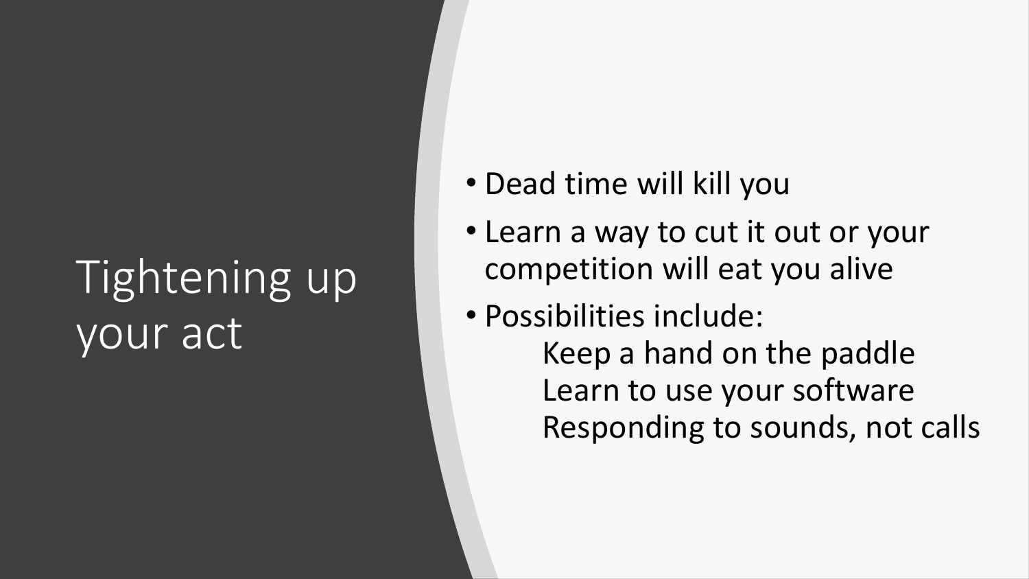# Tightening up your act

- Dead time will kill you
- Learn a way to cut it out or your competition will eat you alive
- Possibilities include:
  - Keep a hand on the paddle
  - Learn to use your software
  - Responding to sounds, not calls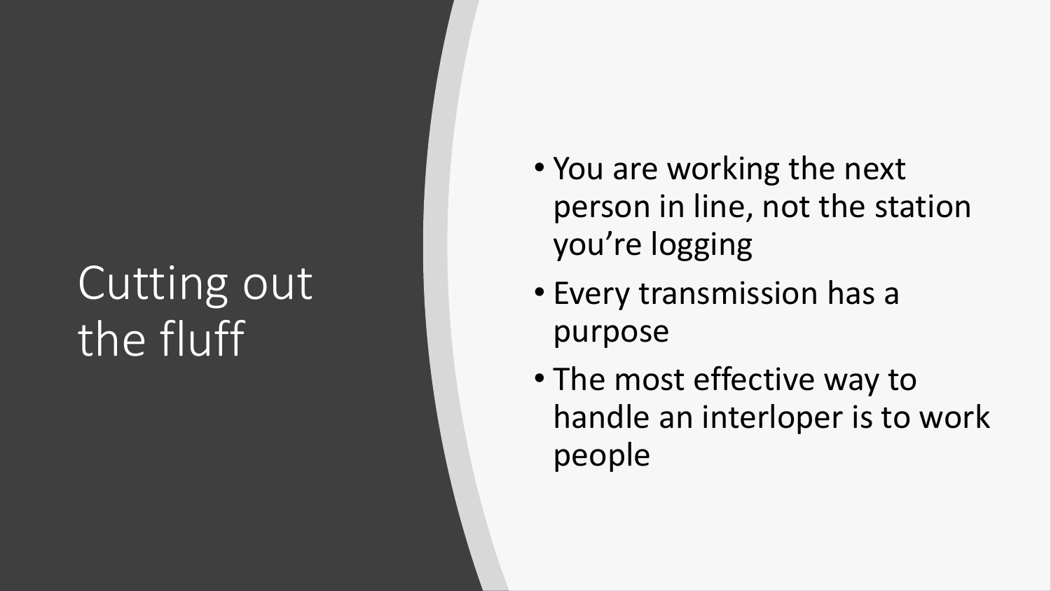# Cutting out the fluff

- You are working the next person in line, not the station you're logging
- Every transmission has a purpose
- The most effective way to handle an interloper is to work people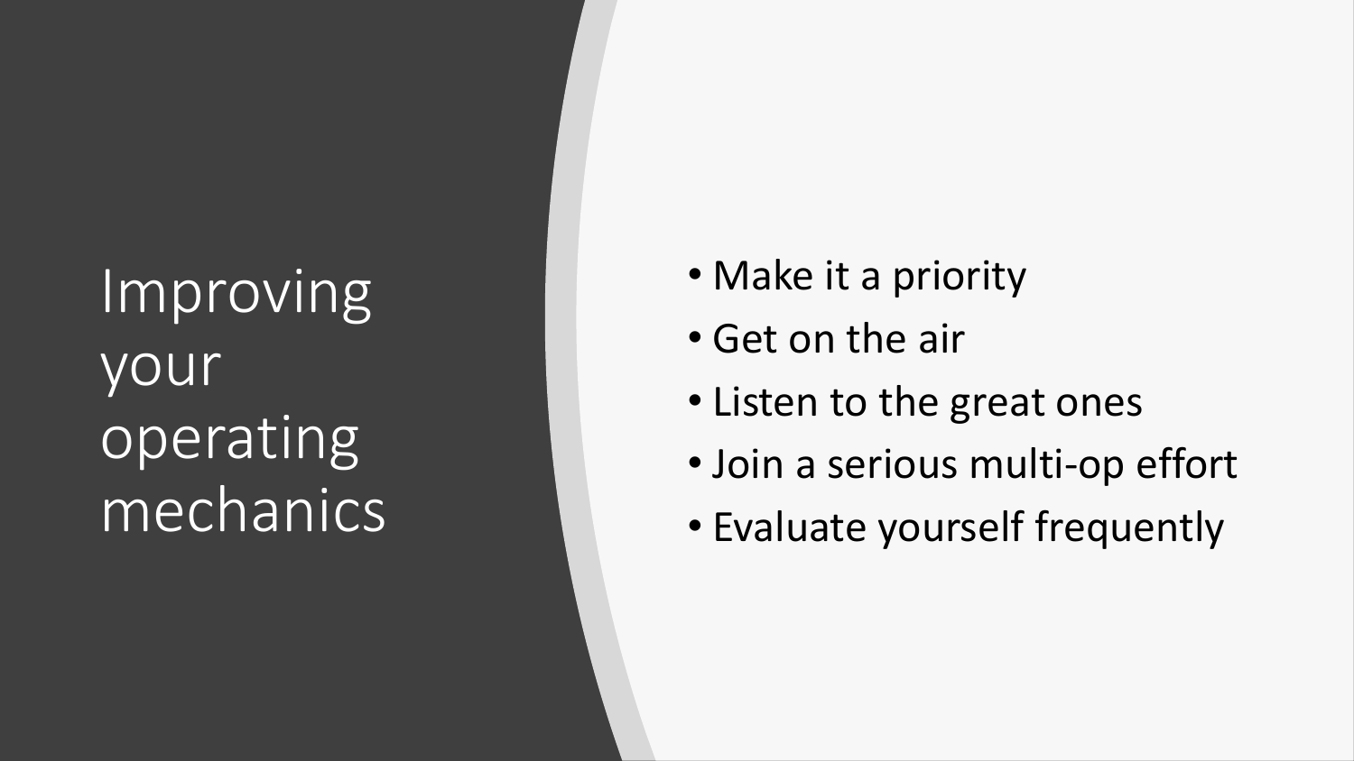# Improving your operating mechanics

- Make it a priority
- Get on the air
- Listen to the great ones
- Join a serious multi-op effort
- Evaluate yourself frequently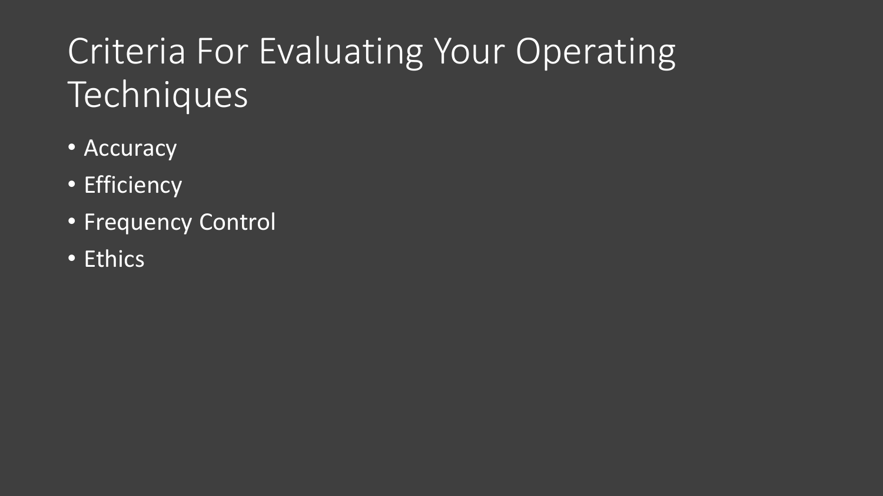# Criteria For Evaluating Your Operating Techniques

- Accuracy
- Efficiency
- Frequency Control
- Ethics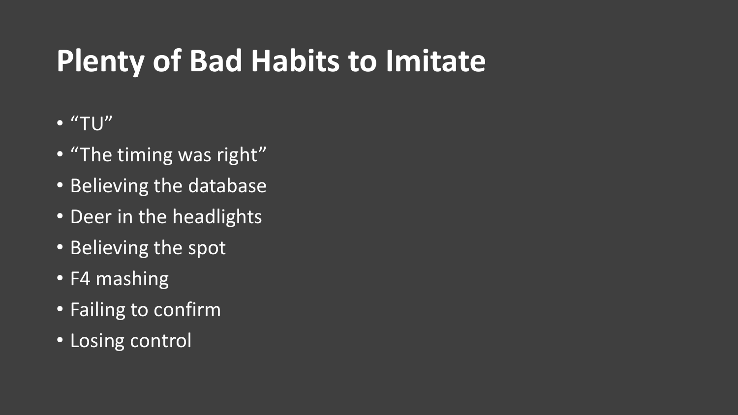# Plenty of Bad Habits to Imitate

- “TU”
- “The timing was right”
- Believing the database
- Deer in the headlights
- Believing the spot
- F4 mashing
- Failing to confirm
- Losing control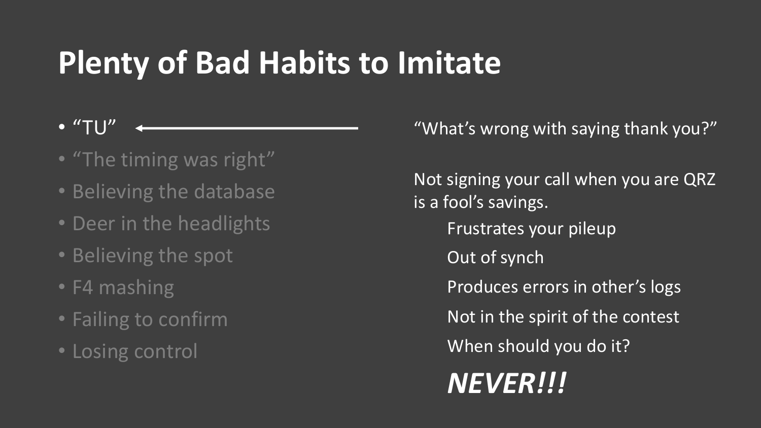# Plenty of Bad Habits to Imitate

- "TU" ←
- "The timing was right"
- Believing the database
- Deer in the headlights
- Believing the spot
- F4 mashing
- Failing to confirm
- Losing control

"What's wrong with saying thank you?"

Not signing your call when you are QRZ is a fool's savings.

- Frustrates your pileup
- Out of synch
- Produces errors in other's logs
- Not in the spirit of the contest
- When should you do it?

***NEVER!!!***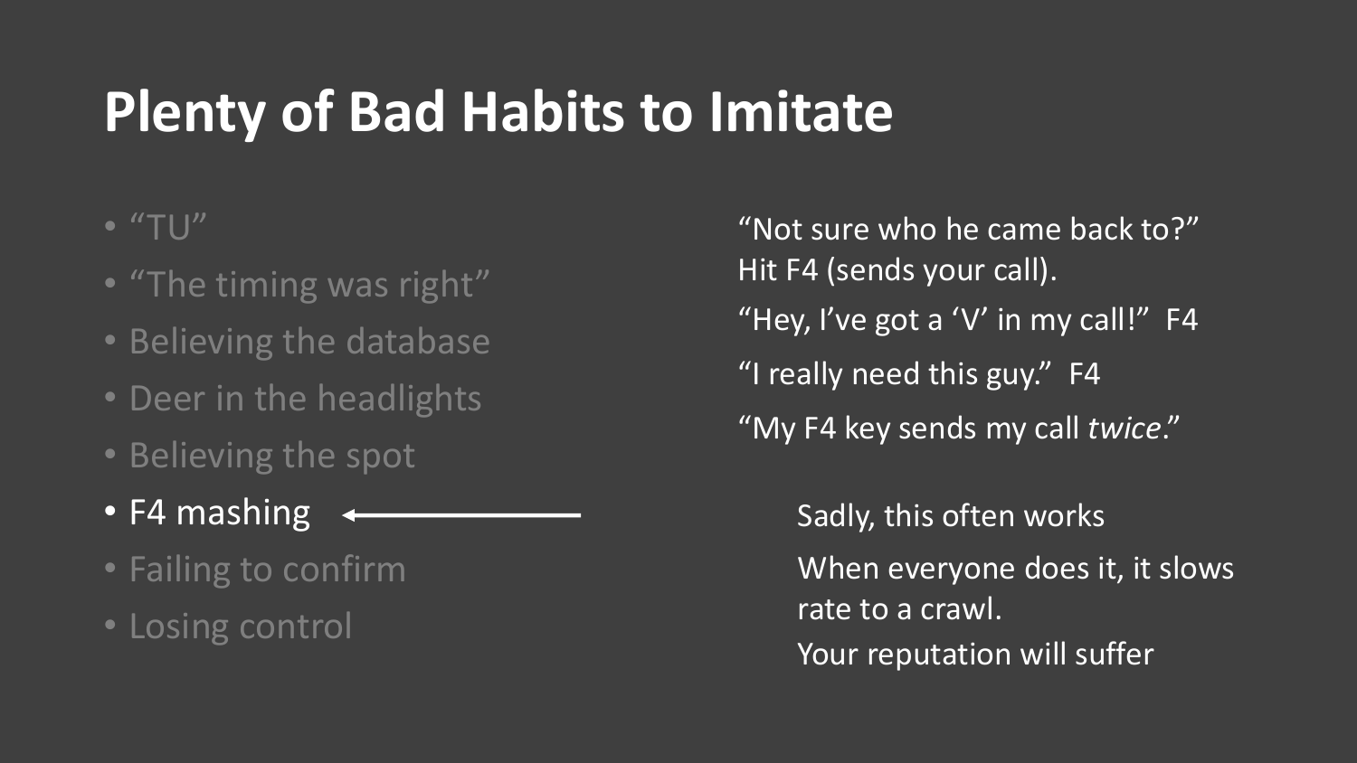# Plenty of Bad Habits to Imitate

- "TU"
- "The timing was right"
- Believing the database
- Deer in the headlights
- Believing the spot
- **F4 mashing** ←
- Failing to confirm
- Losing control

"Not sure who he came back to?" Hit F4 (sends your call).

"Hey, I've got a 'V' in my call!" F4

"I really need this guy." F4

"My F4 key sends my call *twice*."

Sadly, this often works

When everyone does it, it slows rate to a crawl.

Your reputation will suffer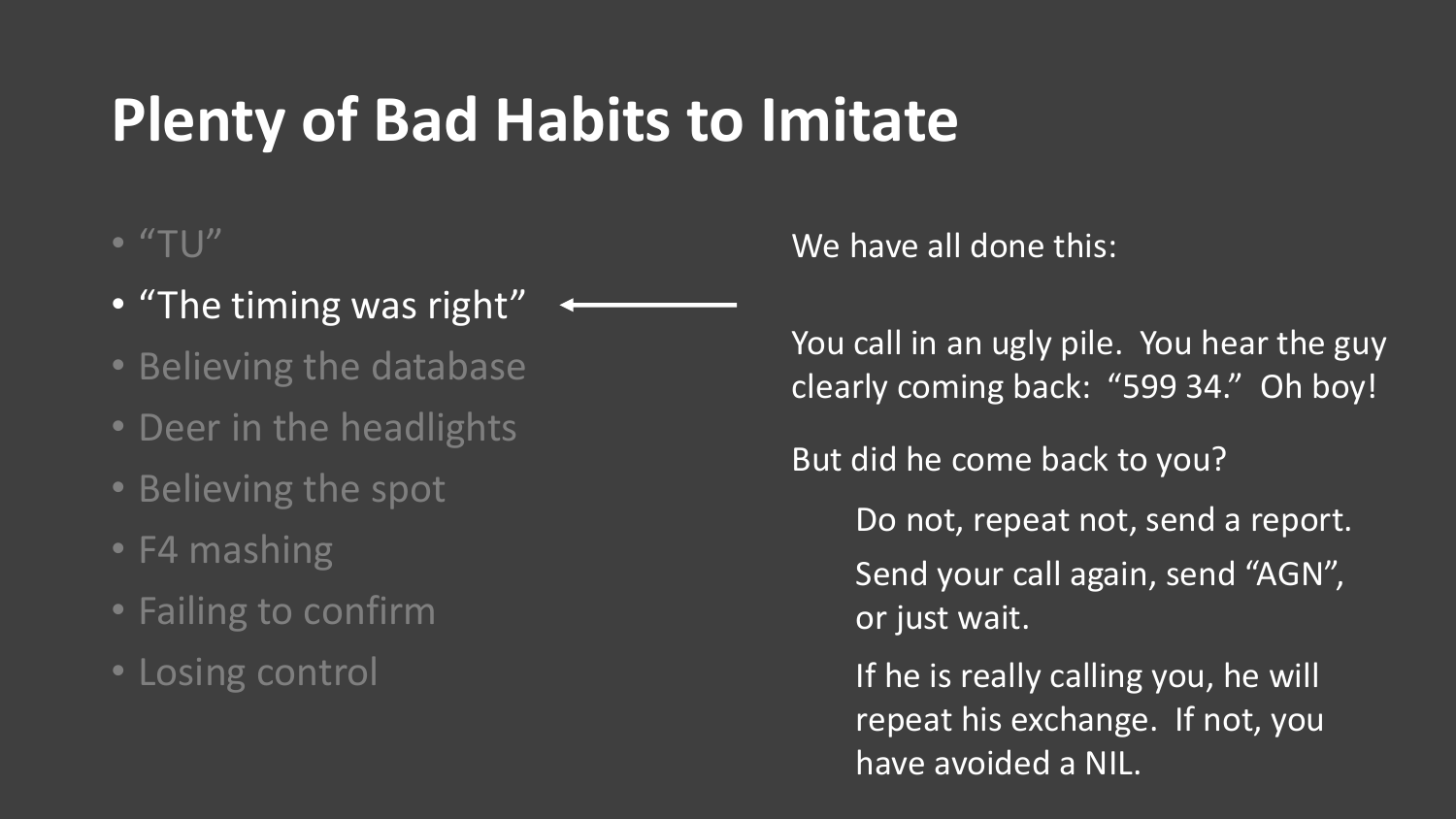# Plenty of Bad Habits to Imitate

- "TU"
- "The timing was right" ←
- Believing the database
- Deer in the headlights
- Believing the spot
- F4 mashing
- Failing to confirm
- Losing control

We have all done this:

You call in an ugly pile. You hear the guy clearly coming back: "599 34." Oh boy!

But did he come back to you?

> Do not, repeat not, send a report.
>
> Send your call again, send "AGN", or just wait.
>
> If he is really calling you, he will repeat his exchange. If not, you have avoided a NIL.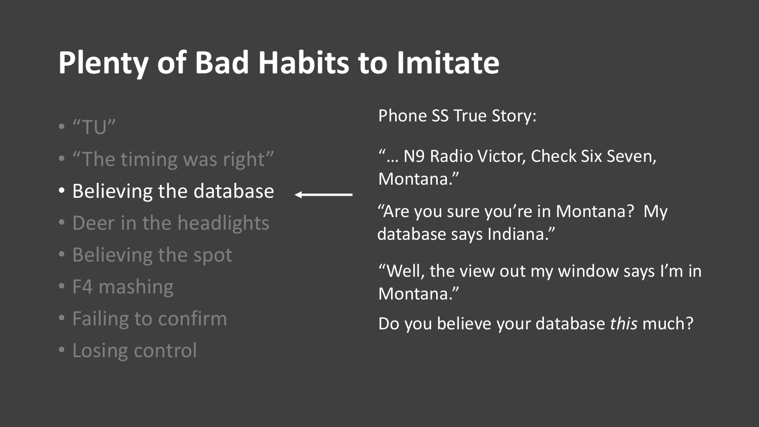# Plenty of Bad Habits to Imitate

- "TU"
- "The timing was right"
- Believing the database ←
- Deer in the headlights
- Believing the spot
- F4 mashing
- Failing to confirm
- Losing control

Phone SS True Story:

"… N9 Radio Victor, Check Six Seven, Montana."

"Are you sure you're in Montana? My database says Indiana."

"Well, the view out my window says I'm in Montana."

Do you believe your database *this* much?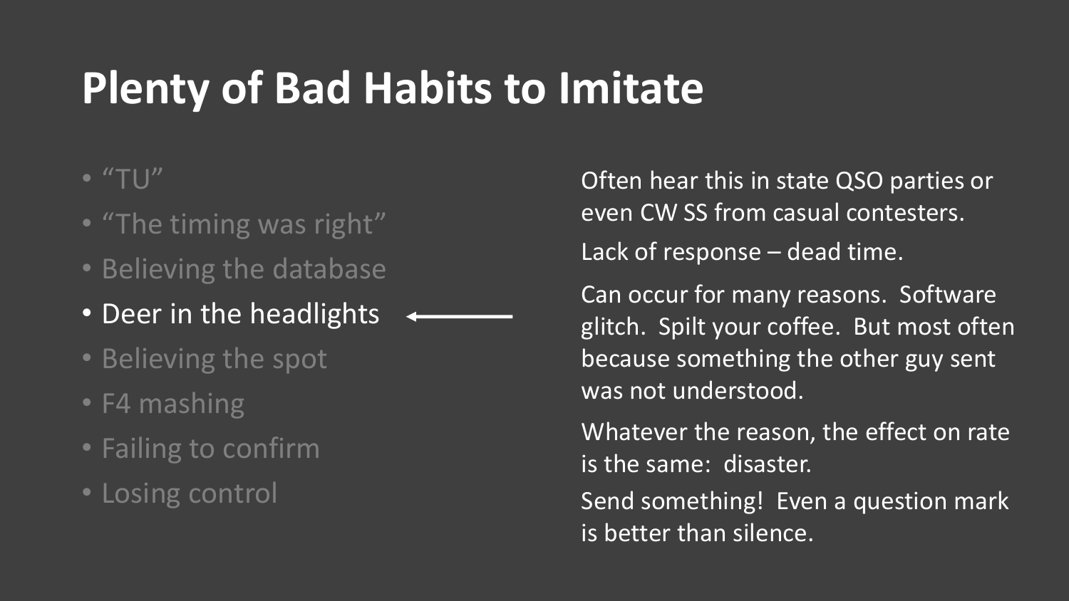# Plenty of Bad Habits to Imitate

- "TU"
- "The timing was right"
- Believing the database
- **Deer in the headlights** ←
- Believing the spot
- F4 mashing
- Failing to confirm
- Losing control

Often hear this in state QSO parties or even CW SS from casual contesters.

Lack of response – dead time.

Can occur for many reasons. Software glitch. Spilt your coffee. But most often because something the other guy sent was not understood.

Whatever the reason, the effect on rate is the same: disaster.

Send something! Even a question mark is better than silence.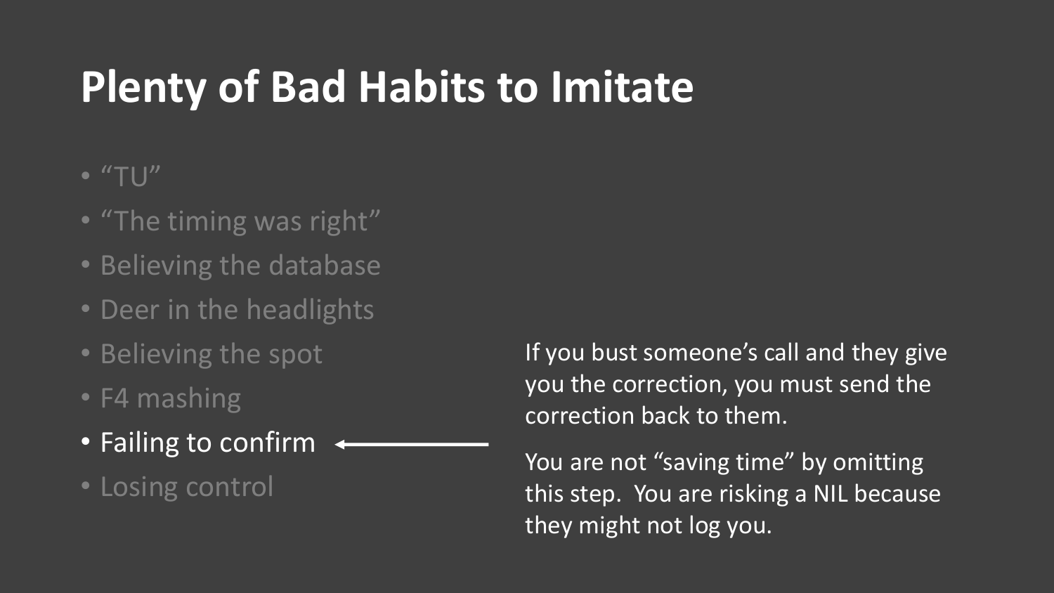# Plenty of Bad Habits to Imitate

- "TU"
- "The timing was right"
- Believing the database
- Deer in the headlights
- Believing the spot
- F4 mashing
- **Failing to confirm** ←
- Losing control

If you bust someone's call and they give you the correction, you must send the correction back to them.

You are not "saving time" by omitting this step. You are risking a NIL because they might not log you.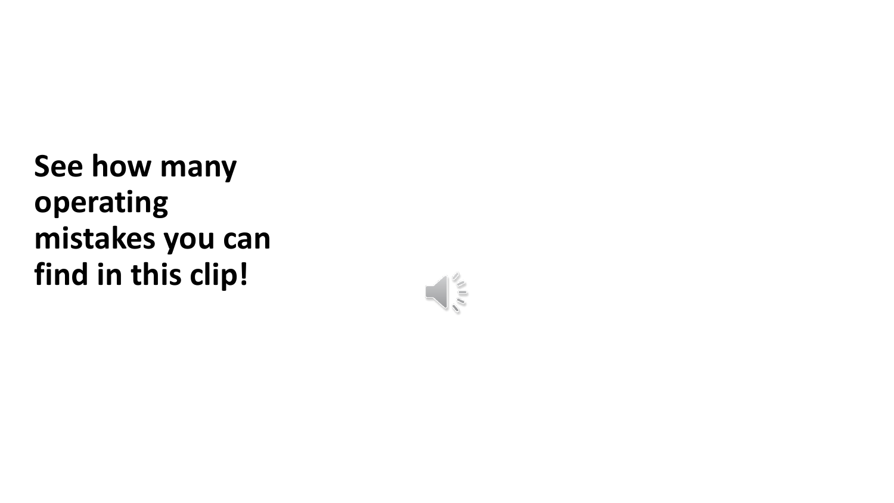**See how many operating mistakes you can find in this clip!**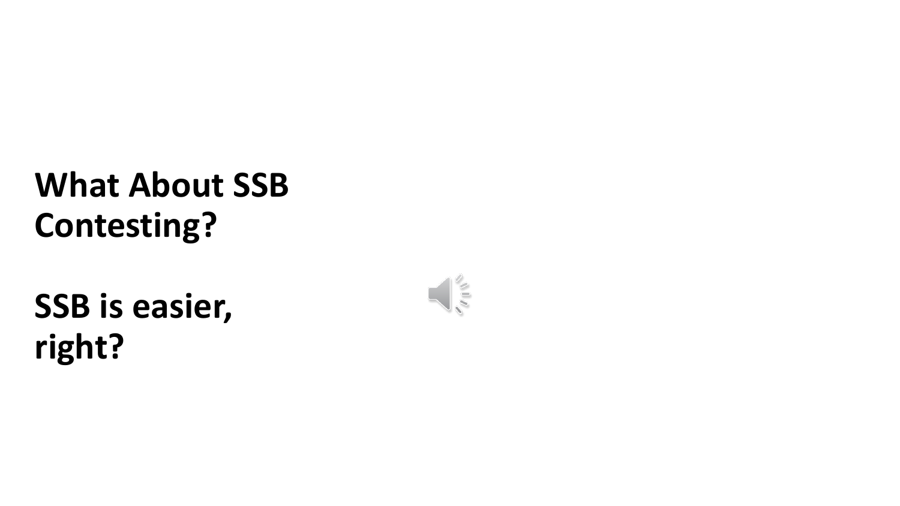**What About SSB Contesting?**

**SSB is easier, right?**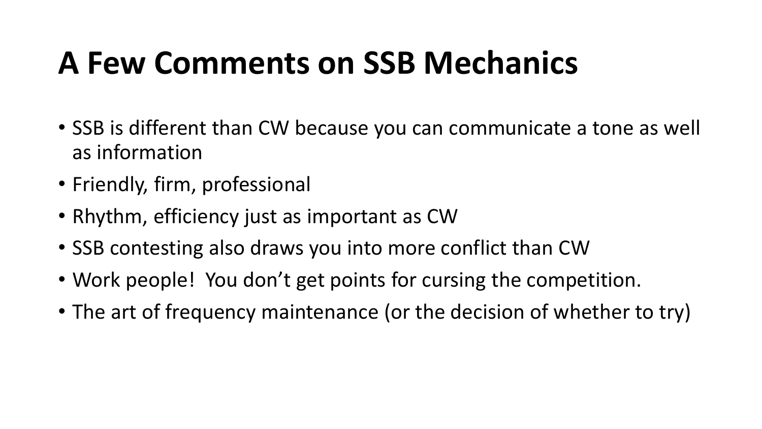# A Few Comments on SSB Mechanics

- SSB is different than CW because you can communicate a tone as well as information
- Friendly, firm, professional
- Rhythm, efficiency just as important as CW
- SSB contesting also draws you into more conflict than CW
- Work people!  You don’t get points for cursing the competition.
- The art of frequency maintenance (or the decision of whether to try)